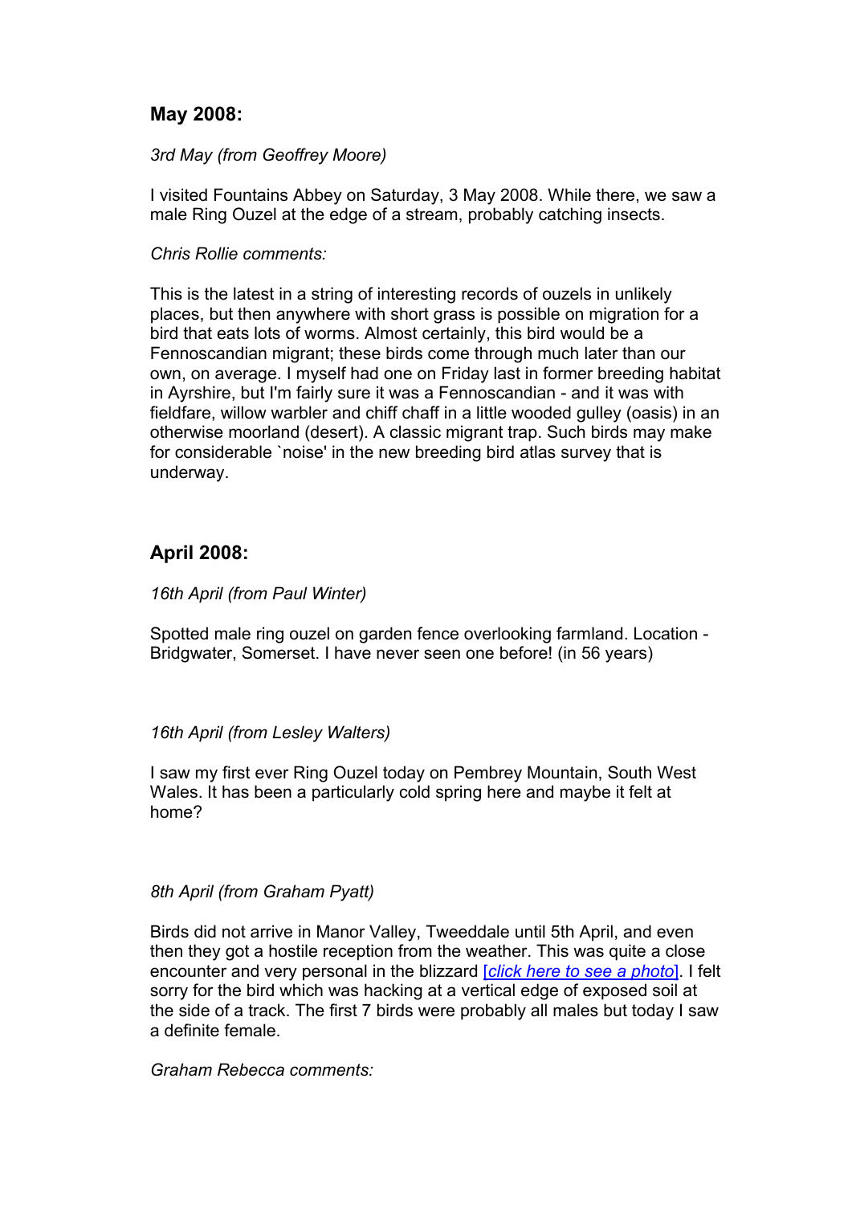## May 2008:

*3rd May (from Geoffrey Moore)*

I visited Fountains Abbey on Saturday, 3 May 2008. While there, we saw a male Ring Ouzel at the edge of a stream, probably catching insects.

*Chris Rollie comments:*

This is the latest in a string of interesting records of ouzels in unlikely places, but then anywhere with short grass is possible on migration for a bird that eats lots of worms. Almost certainly, this bird would be a Fennoscandian migrant; these birds come through much later than our own, on average. I myself had one on Friday last in former breeding habitat in Ayrshire, but I'm fairly sure it was a Fennoscandian - and it was with fieldfare, willow warbler and chiff chaff in a little wooded gulley (oasis) in an otherwise moorland (desert). A classic migrant trap. Such birds may make for considerable `noise' in the new breeding bird atlas survey that is underway.

## April 2008:

*16th April (from Paul Winter)*

Spotted male ring ouzel on garden fence overlooking farmland. Location - Bridgwater, Somerset. I have never seen one before! (in 56 years)

*16th April (from Lesley Walters)*

I saw my first ever Ring Ouzel today on Pembrey Mountain, South West Wales. It has been a particularly cold spring here and maybe it felt at home?

*8th April (from Graham Pyatt)*

Birds did not arrive in Manor Valley, Tweeddale until 5th April, and even then they got a hostile reception from the weather. This was quite a close encounter and very personal in the blizzard [*click here to see a photo*]. I felt sorry for the bird which was hacking at a vertical edge of exposed soil at the side of a track. The first 7 birds were probably all males but today I saw a definite female.

*Graham Rebecca comments:*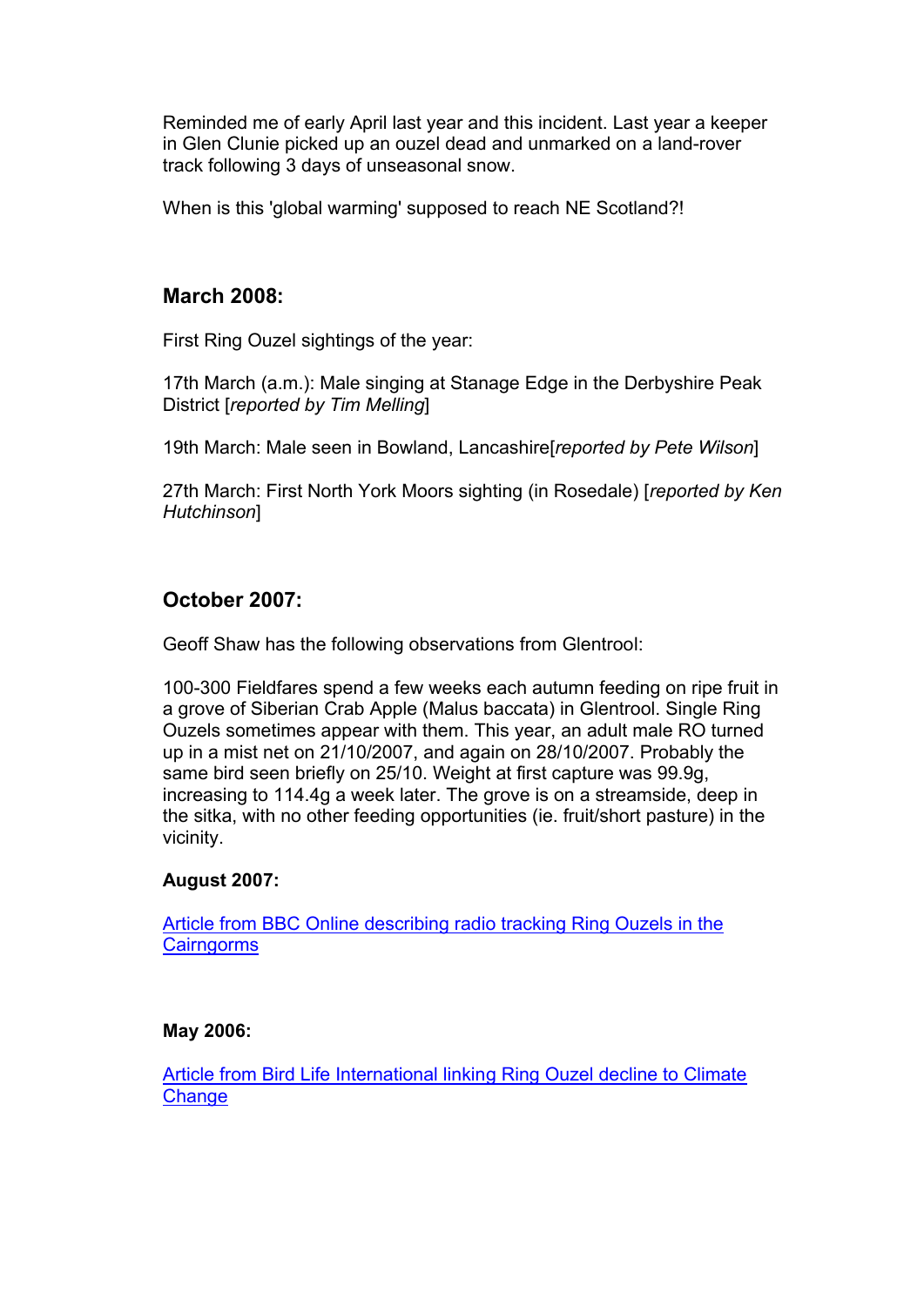Reminded me of early April last year and this incident. Last year a keeper in Glen Clunie picked up an ouzel dead and unmarked on a land-rover track following 3 days of unseasonal snow.

When is this 'global warming' supposed to reach NE Scotland?!

## March 2008:

First Ring Ouzel sightings of the year:

17th March (a.m.): Male singing at Stanage Edge in the Derbyshire Peak District [*reported by Tim Melling*]

19th March: Male seen in Bowland, Lancashire[*reported by Pete Wilson*]

27th March: First North York Moors sighting (in Rosedale) [*reported by Ken Hutchinson*]

## October 2007:

Geoff Shaw has the following observations from Glentrool:

100-300 Fieldfares spend a few weeks each autumn feeding on ripe fruit in a grove of Siberian Crab Apple (Malus baccata) in Glentrool. Single Ring Ouzels sometimes appear with them. This year, an adult male RO turned up in a mist net on 21/10/2007, and again on 28/10/2007. Probably the same bird seen briefly on 25/10. Weight at first capture was 99.9g, increasing to 114.4g a week later. The grove is on a streamside, deep in the sitka, with no other feeding opportunities (ie. fruit/short pasture) in the vicinity.

**August 2007:**

Article from BBC Online describing radio tracking Ring Ouzels in the Cairngorms

**May 2006:**

Article from Bird Life International linking Ring Ouzel decline to Climate Change